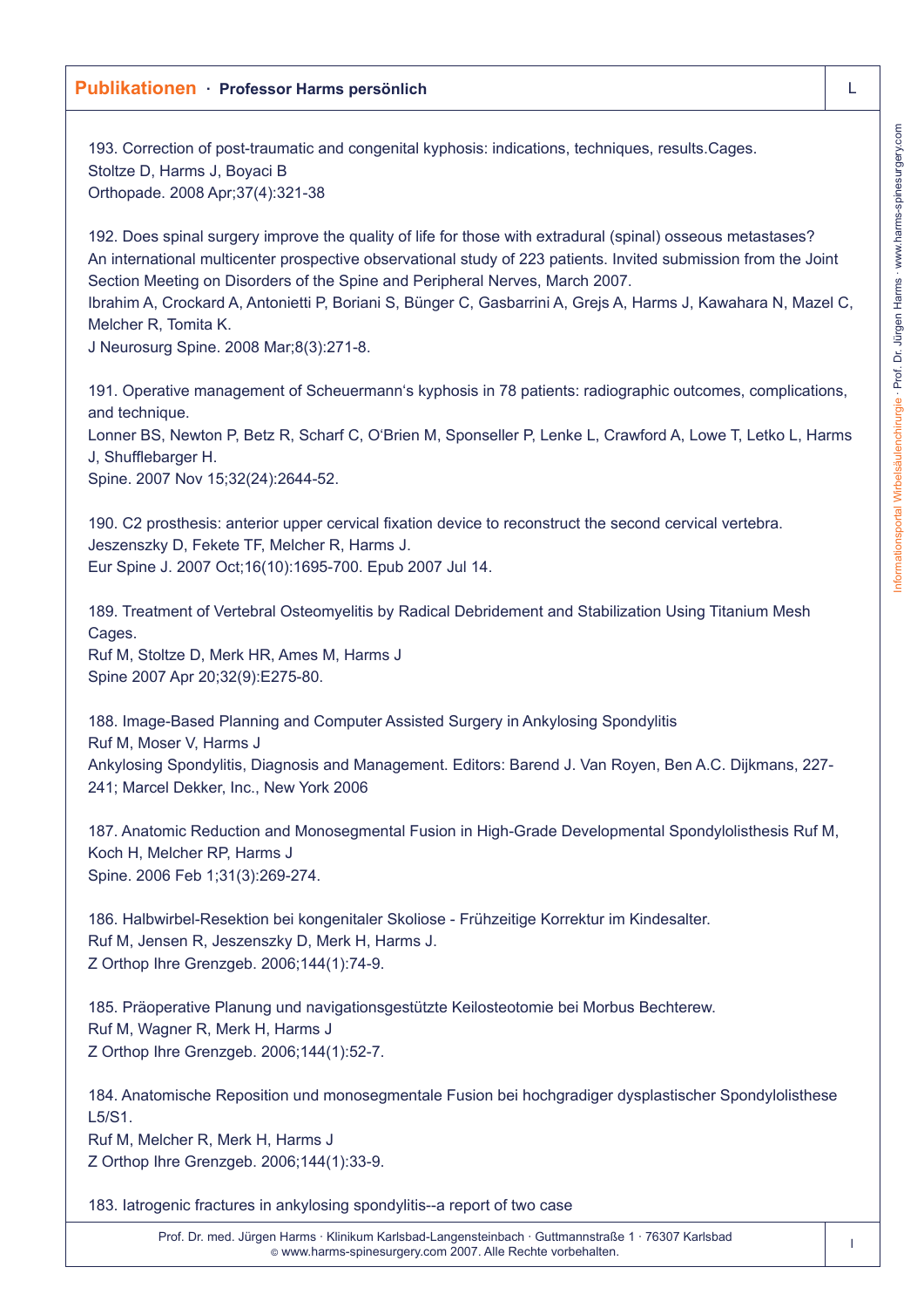193. Correction of post-traumatic and congenital kyphosis: indications, techniques, results.Cages.
Stoltze D, Harms J, Boyaci B
Orthopade. 2008 Apr;37(4):321-38

192. Does spinal surgery improve the quality of life for those with extradural (spinal) osseous metastases? An international multicenter prospective observational study of 223 patients. Invited submission from the Joint Section Meeting on Disorders of the Spine and Peripheral Nerves, March 2007.
Ibrahim A, Crockard A, Antonietti P, Boriani S, Bünger C, Gasbarrini A, Grejs A, Harms J, Kawahara N, Mazel C, Melcher R, Tomita K.
J Neurosurg Spine. 2008 Mar;8(3):271-8.

191. Operative management of Scheuermann's kyphosis in 78 patients: radiographic outcomes, complications, and technique.
Lonner BS, Newton P, Betz R, Scharf C, O'Brien M, Sponseller P, Lenke L, Crawford A, Lowe T, Letko L, Harms J, Shufflebarger H.
Spine. 2007 Nov 15;32(24):2644-52.

190. C2 prosthesis: anterior upper cervical fixation device to reconstruct the second cervical vertebra.
Jeszenszky D, Fekete TF, Melcher R, Harms J.
Eur Spine J. 2007 Oct;16(10):1695-700. Epub 2007 Jul 14.

189. Treatment of Vertebral Osteomyelitis by Radical Debridement and Stabilization Using Titanium Mesh Cages.
Ruf M, Stoltze D, Merk HR, Ames M, Harms J
Spine 2007 Apr 20;32(9):E275-80.

188. Image-Based Planning and Computer Assisted Surgery in Ankylosing Spondylitis
Ruf M, Moser V, Harms J
Ankylosing Spondylitis, Diagnosis and Management. Editors: Barend J. Van Royen, Ben A.C. Dijkmans, 227-241; Marcel Dekker, Inc., New York 2006

187. Anatomic Reduction and Monosegmental Fusion in High-Grade Developmental Spondylolisthesis Ruf M, Koch H, Melcher RP, Harms J
Spine. 2006 Feb 1;31(3):269-274.

186. Halbwirbel-Resektion bei kongenitaler Skoliose - Frühzeitige Korrektur im Kindesalter.
Ruf M, Jensen R, Jeszenszky D, Merk H, Harms J.
Z Orthop Ihre Grenzgeb. 2006;144(1):74-9.

185. Präoperative Planung und navigationsgestützte Keilosteotomie bei Morbus Bechterew.
Ruf M, Wagner R, Merk H, Harms J
Z Orthop Ihre Grenzgeb. 2006;144(1):52-7.

184. Anatomische Reposition und monosegmentale Fusion bei hochgradiger dysplastischer Spondylolisthese L5/S1.
Ruf M, Melcher R, Merk H, Harms J
Z Orthop Ihre Grenzgeb. 2006;144(1):33-9.

183. Iatrogenic fractures in ankylosing spondylitis--a report of two case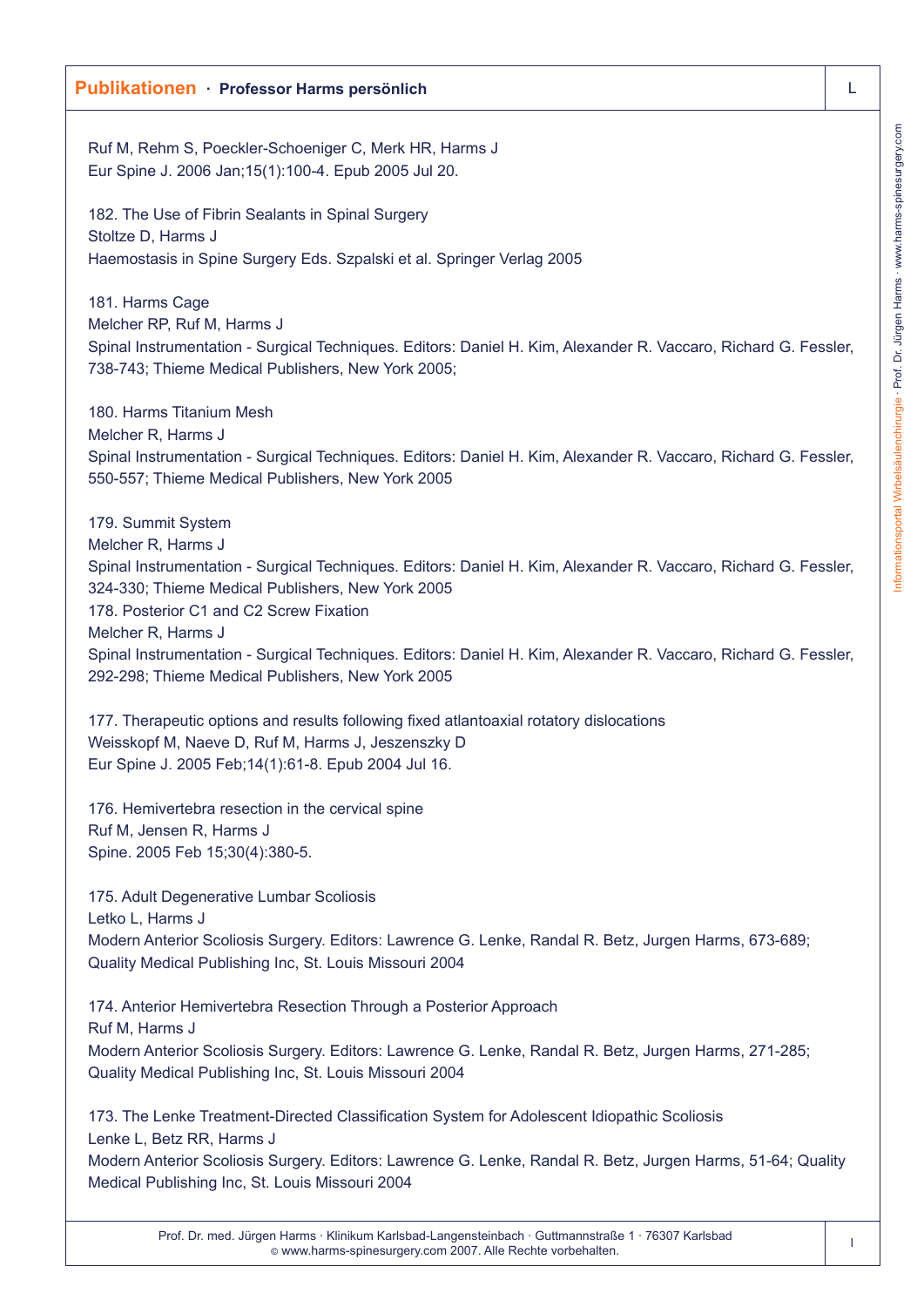Ruf M, Rehm S, Poeckler-Schoeniger C, Merk HR, Harms J
Eur Spine J. 2006 Jan;15(1):100-4. Epub 2005 Jul 20.

182. The Use of Fibrin Sealants in Spinal Surgery
Stoltze D, Harms J
Haemostasis in Spine Surgery Eds. Szpalski et al. Springer Verlag 2005

181. Harms Cage
Melcher RP, Ruf M, Harms J
Spinal Instrumentation - Surgical Techniques. Editors: Daniel H. Kim, Alexander R. Vaccaro, Richard G. Fessler, 738-743; Thieme Medical Publishers, New York 2005;

180. Harms Titanium Mesh
Melcher R, Harms J
Spinal Instrumentation - Surgical Techniques. Editors: Daniel H. Kim, Alexander R. Vaccaro, Richard G. Fessler, 550-557; Thieme Medical Publishers, New York 2005

179. Summit System
Melcher R, Harms J
Spinal Instrumentation - Surgical Techniques. Editors: Daniel H. Kim, Alexander R. Vaccaro, Richard G. Fessler, 324-330; Thieme Medical Publishers, New York 2005

178. Posterior C1 and C2 Screw Fixation
Melcher R, Harms J
Spinal Instrumentation - Surgical Techniques. Editors: Daniel H. Kim, Alexander R. Vaccaro, Richard G. Fessler, 292-298; Thieme Medical Publishers, New York 2005

177. Therapeutic options and results following fixed atlantoaxial rotatory dislocations
Weisskopf M, Naeve D, Ruf M, Harms J, Jeszenszky D
Eur Spine J. 2005 Feb;14(1):61-8. Epub 2004 Jul 16.

176. Hemivertebra resection in the cervical spine
Ruf M, Jensen R, Harms J
Spine. 2005 Feb 15;30(4):380-5.

175. Adult Degenerative Lumbar Scoliosis
Letko L, Harms J
Modern Anterior Scoliosis Surgery. Editors: Lawrence G. Lenke, Randal R. Betz, Jurgen Harms, 673-689; Quality Medical Publishing Inc, St. Louis Missouri 2004

174. Anterior Hemivertebra Resection Through a Posterior Approach
Ruf M, Harms J
Modern Anterior Scoliosis Surgery. Editors: Lawrence G. Lenke, Randal R. Betz, Jurgen Harms, 271-285; Quality Medical Publishing Inc, St. Louis Missouri 2004

173. The Lenke Treatment-Directed Classification System for Adolescent Idiopathic Scoliosis
Lenke L, Betz RR, Harms J
Modern Anterior Scoliosis Surgery. Editors: Lawrence G. Lenke, Randal R. Betz, Jurgen Harms, 51-64; Quality Medical Publishing Inc, St. Louis Missouri 2004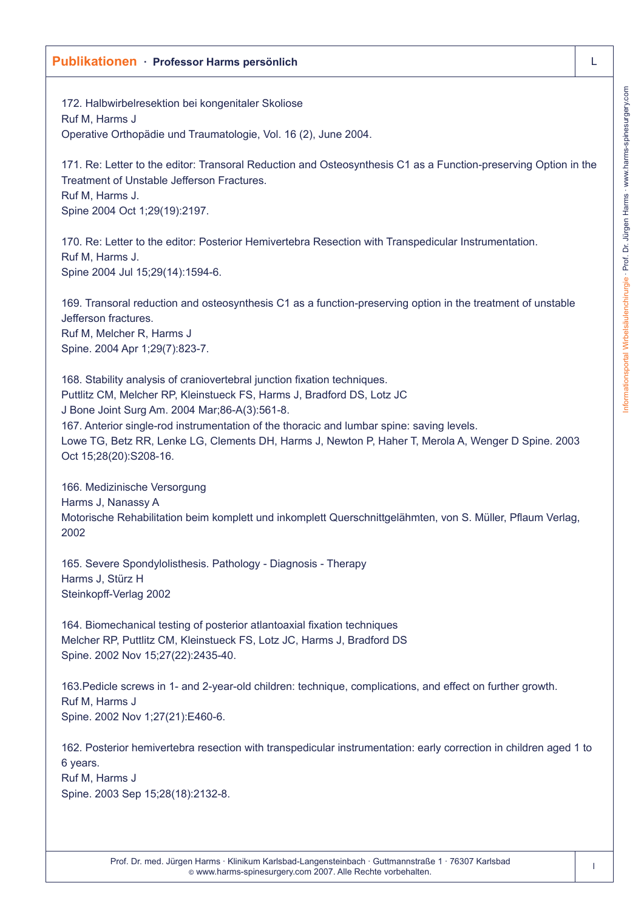172. Halbwirbelresektion bei kongenitaler Skoliose
Ruf M, Harms J
Operative Orthopädie und Traumatologie, Vol. 16 (2), June 2004.

171. Re: Letter to the editor: Transoral Reduction and Osteosynthesis C1 as a Function-preserving Option in the Treatment of Unstable Jefferson Fractures.
Ruf M, Harms J.
Spine 2004 Oct 1;29(19):2197.

170. Re: Letter to the editor: Posterior Hemivertebra Resection with Transpedicular Instrumentation.
Ruf M, Harms J.
Spine 2004 Jul 15;29(14):1594-6.

169. Transoral reduction and osteosynthesis C1 as a function-preserving option in the treatment of unstable Jefferson fractures.
Ruf M, Melcher R, Harms J
Spine. 2004 Apr 1;29(7):823-7.

168. Stability analysis of craniovertebral junction fixation techniques.
Puttlitz CM, Melcher RP, Kleinstueck FS, Harms J, Bradford DS, Lotz JC
J Bone Joint Surg Am. 2004 Mar;86-A(3):561-8.

167. Anterior single-rod instrumentation of the thoracic and lumbar spine: saving levels.
Lowe TG, Betz RR, Lenke LG, Clements DH, Harms J, Newton P, Haher T, Merola A, Wenger D Spine. 2003 Oct 15;28(20):S208-16.

166. Medizinische Versorgung
Harms J, Nanassy A
Motorische Rehabilitation beim komplett und inkomplett Querschnittgelähmten, von S. Müller, Pflaum Verlag, 2002

165. Severe Spondylolisthesis. Pathology - Diagnosis - Therapy
Harms J, Stürz H
Steinkopff-Verlag 2002

164. Biomechanical testing of posterior atlantoaxial fixation techniques
Melcher RP, Puttlitz CM, Kleinstueck FS, Lotz JC, Harms J, Bradford DS
Spine. 2002 Nov 15;27(22):2435-40.

163.Pedicle screws in 1- and 2-year-old children: technique, complications, and effect on further growth.
Ruf M, Harms J
Spine. 2002 Nov 1;27(21):E460-6.

162. Posterior hemivertebra resection with transpedicular instrumentation: early correction in children aged 1 to 6 years.
Ruf M, Harms J
Spine. 2003 Sep 15;28(18):2132-8.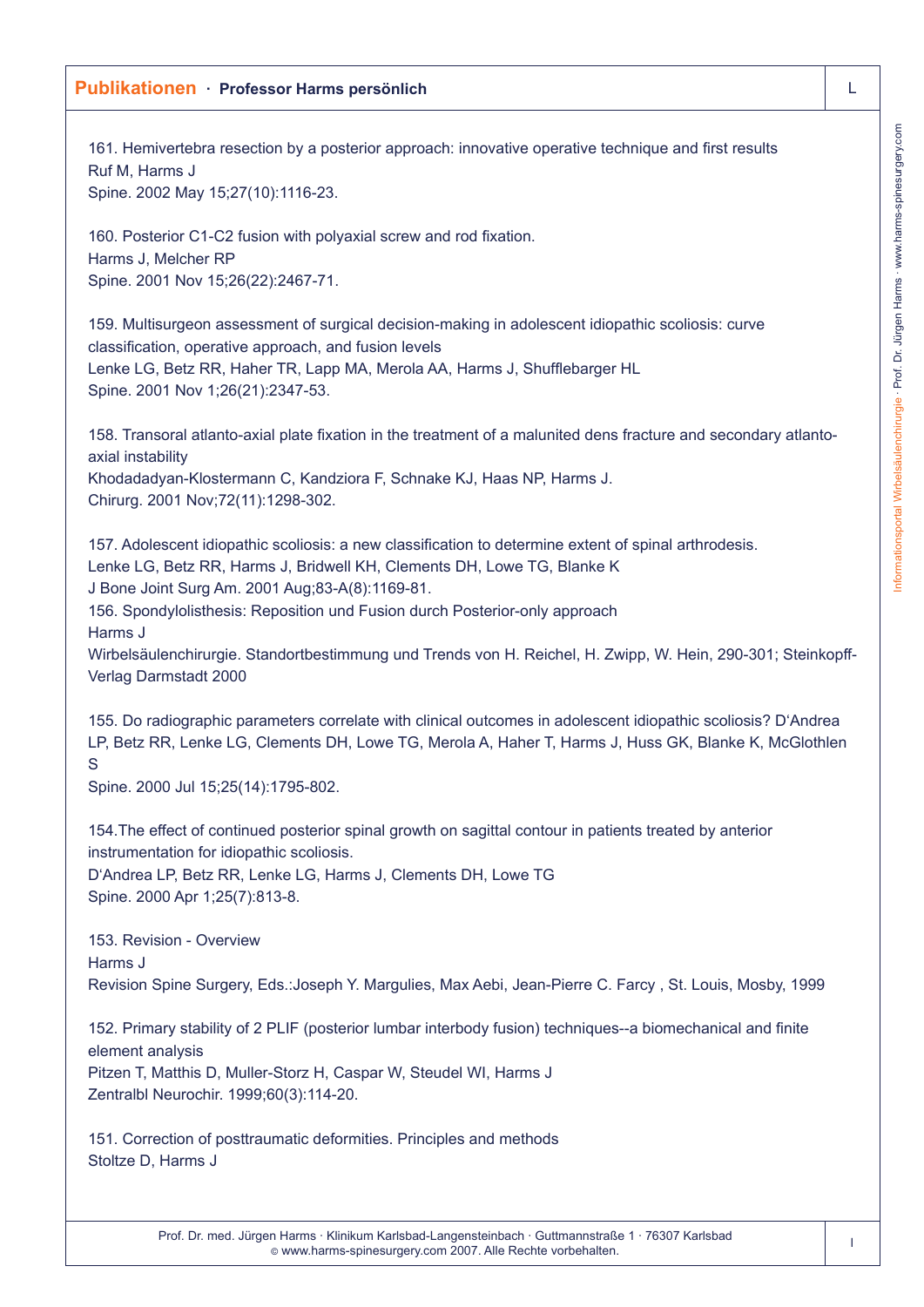161. Hemivertebra resection by a posterior approach: innovative operative technique and first results
Ruf M, Harms J
Spine. 2002 May 15;27(10):1116-23.

160. Posterior C1-C2 fusion with polyaxial screw and rod fixation.
Harms J, Melcher RP
Spine. 2001 Nov 15;26(22):2467-71.

159. Multisurgeon assessment of surgical decision-making in adolescent idiopathic scoliosis: curve classification, operative approach, and fusion levels
Lenke LG, Betz RR, Haher TR, Lapp MA, Merola AA, Harms J, Shufflebarger HL
Spine. 2001 Nov 1;26(21):2347-53.

158. Transoral atlanto-axial plate fixation in the treatment of a malunited dens fracture and secondary atlanto-axial instability
Khodadadyan-Klostermann C, Kandziora F, Schnake KJ, Haas NP, Harms J.
Chirurg. 2001 Nov;72(11):1298-302.

157. Adolescent idiopathic scoliosis: a new classification to determine extent of spinal arthrodesis.
Lenke LG, Betz RR, Harms J, Bridwell KH, Clements DH, Lowe TG, Blanke K
J Bone Joint Surg Am. 2001 Aug;83-A(8):1169-81.
156. Spondylolisthesis: Reposition und Fusion durch Posterior-only approach
Harms J
Wirbelsäulenchirurgie. Standortbestimmung und Trends von H. Reichel, H. Zwipp, W. Hein, 290-301; Steinkopff-Verlag Darmstadt 2000

155. Do radiographic parameters correlate with clinical outcomes in adolescent idiopathic scoliosis? D'Andrea LP, Betz RR, Lenke LG, Clements DH, Lowe TG, Merola A, Haher T, Harms J, Huss GK, Blanke K, McGlothlen S
Spine. 2000 Jul 15;25(14):1795-802.

154.The effect of continued posterior spinal growth on sagittal contour in patients treated by anterior instrumentation for idiopathic scoliosis.
D'Andrea LP, Betz RR, Lenke LG, Harms J, Clements DH, Lowe TG
Spine. 2000 Apr 1;25(7):813-8.

153. Revision - Overview
Harms J
Revision Spine Surgery, Eds.:Joseph Y. Margulies, Max Aebi, Jean-Pierre C. Farcy , St. Louis, Mosby, 1999

152. Primary stability of 2 PLIF (posterior lumbar interbody fusion) techniques--a biomechanical and finite element analysis
Pitzen T, Matthis D, Muller-Storz H, Caspar W, Steudel WI, Harms J
Zentralbl Neurochir. 1999;60(3):114-20.

151. Correction of posttraumatic deformities. Principles and methods
Stoltze D, Harms J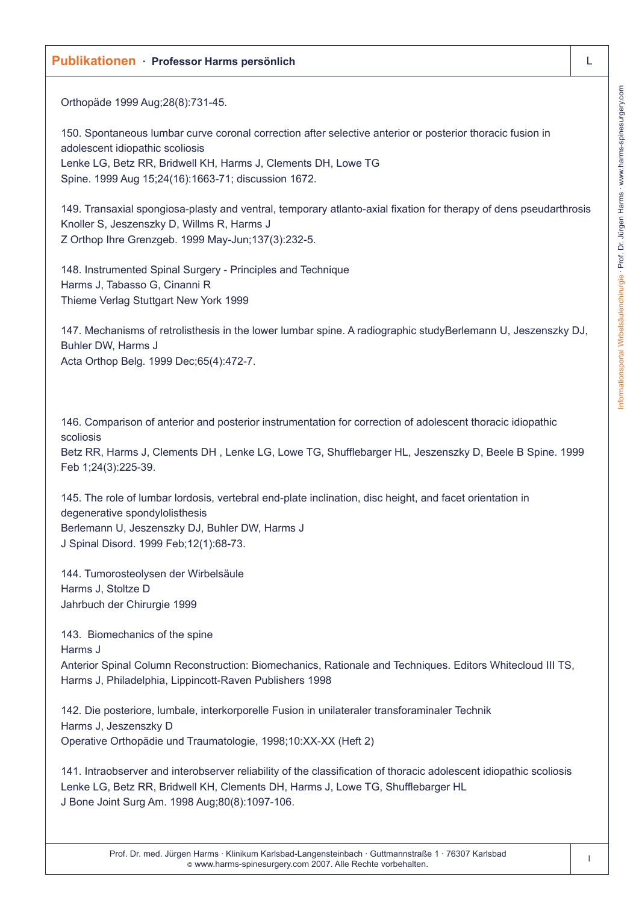Orthopäde 1999 Aug;28(8):731-45.

150. Spontaneous lumbar curve coronal correction after selective anterior or posterior thoracic fusion in adolescent idiopathic scoliosis
Lenke LG, Betz RR, Bridwell KH, Harms J, Clements DH, Lowe TG
Spine. 1999 Aug 15;24(16):1663-71; discussion 1672.

149. Transaxial spongiosa-plasty and ventral, temporary atlanto-axial fixation for therapy of dens pseudarthrosis
Knoller S, Jeszenszky D, Willms R, Harms J
Z Orthop Ihre Grenzgeb. 1999 May-Jun;137(3):232-5.

148. Instrumented Spinal Surgery - Principles and Technique
Harms J, Tabasso G, Cinanni R
Thieme Verlag Stuttgart New York 1999

147. Mechanisms of retrolisthesis in the lower lumbar spine. A radiographic studyBerlemann U, Jeszenszky DJ, Buhler DW, Harms J
Acta Orthop Belg. 1999 Dec;65(4):472-7.

146. Comparison of anterior and posterior instrumentation for correction of adolescent thoracic idiopathic scoliosis
Betz RR, Harms J, Clements DH , Lenke LG, Lowe TG, Shufflebarger HL, Jeszenszky D, Beele B Spine. 1999 Feb 1;24(3):225-39.

145. The role of lumbar lordosis, vertebral end-plate inclination, disc height, and facet orientation in degenerative spondylolisthesis
Berlemann U, Jeszenszky DJ, Buhler DW, Harms J
J Spinal Disord. 1999 Feb;12(1):68-73.

144. Tumorosteolysen der Wirbelsäule
Harms J, Stoltze D
Jahrbuch der Chirurgie 1999

143. Biomechanics of the spine
Harms J
Anterior Spinal Column Reconstruction: Biomechanics, Rationale and Techniques. Editors Whitecloud III TS, Harms J, Philadelphia, Lippincott-Raven Publishers 1998

142. Die posteriore, lumbale, interkorporelle Fusion in unilateraler transforaminaler Technik
Harms J, Jeszenszky D
Operative Orthopädie und Traumatologie, 1998;10:XX-XX (Heft 2)

141. Intraobserver and interobserver reliability of the classification of thoracic adolescent idiopathic scoliosis
Lenke LG, Betz RR, Bridwell KH, Clements DH, Harms J, Lowe TG, Shufflebarger HL
J Bone Joint Surg Am. 1998 Aug;80(8):1097-106.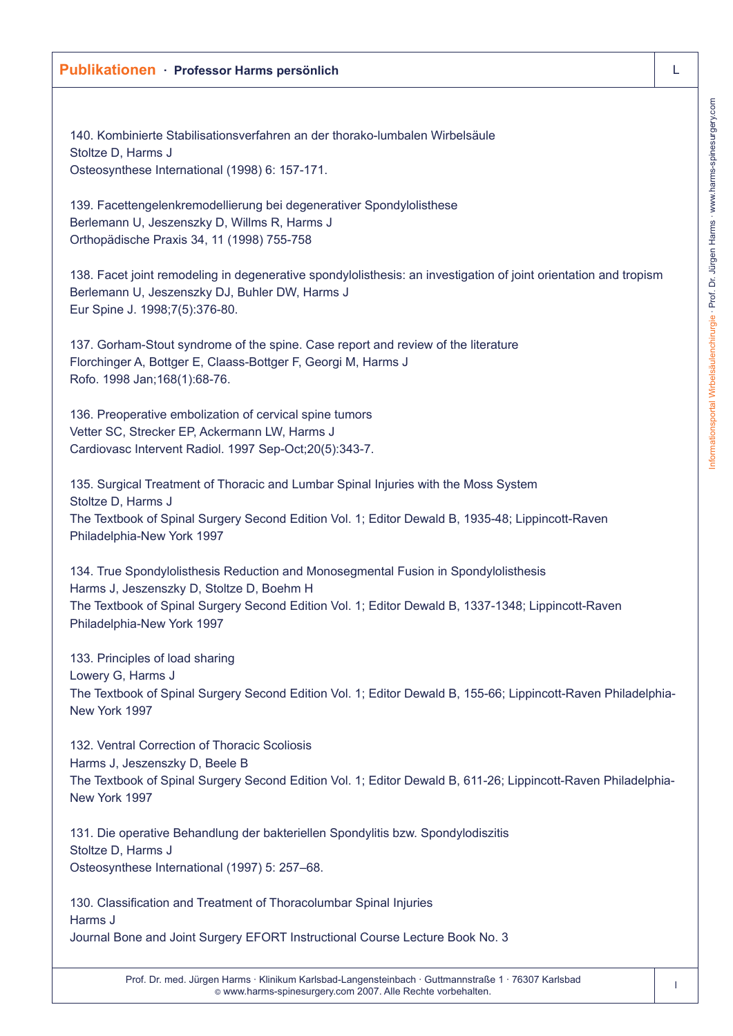140. Kombinierte Stabilisationsverfahren an der thorako-lumbalen Wirbelsäule
Stoltze D, Harms J
Osteosynthese International (1998) 6: 157-171.

139. Facettengelenkremodellierung bei degenerativer Spondylolisthese
Berlemann U, Jeszenszky D, Willms R, Harms J
Orthopädische Praxis 34, 11 (1998) 755-758

138. Facet joint remodeling in degenerative spondylolisthesis: an investigation of joint orientation and tropism
Berlemann U, Jeszenszky DJ, Buhler DW, Harms J
Eur Spine J. 1998;7(5):376-80.

137. Gorham-Stout syndrome of the spine. Case report and review of the literature
Florchinger A, Bottger E, Claass-Bottger F, Georgi M, Harms J
Rofo. 1998 Jan;168(1):68-76.

136. Preoperative embolization of cervical spine tumors
Vetter SC, Strecker EP, Ackermann LW, Harms J
Cardiovasc Intervent Radiol. 1997 Sep-Oct;20(5):343-7.

135. Surgical Treatment of Thoracic and Lumbar Spinal Injuries with the Moss System
Stoltze D, Harms J
The Textbook of Spinal Surgery Second Edition Vol. 1; Editor Dewald B, 1935-48; Lippincott-Raven Philadelphia-New York 1997

134. True Spondylolisthesis Reduction and Monosegmental Fusion in Spondylolisthesis
Harms J, Jeszenszky D, Stoltze D, Boehm H
The Textbook of Spinal Surgery Second Edition Vol. 1; Editor Dewald B, 1337-1348; Lippincott-Raven Philadelphia-New York 1997

133. Principles of load sharing
Lowery G, Harms J
The Textbook of Spinal Surgery Second Edition Vol. 1; Editor Dewald B, 155-66; Lippincott-Raven Philadelphia-New York 1997

132. Ventral Correction of Thoracic Scoliosis
Harms J, Jeszenszky D, Beele B
The Textbook of Spinal Surgery Second Edition Vol. 1; Editor Dewald B, 611-26; Lippincott-Raven Philadelphia-New York 1997

131. Die operative Behandlung der bakteriellen Spondylitis bzw. Spondylodiszitis
Stoltze D, Harms J
Osteosynthese International (1997) 5: 257–68.

130. Classification and Treatment of Thoracolumbar Spinal Injuries
Harms J
Journal Bone and Joint Surgery EFORT Instructional Course Lecture Book No. 3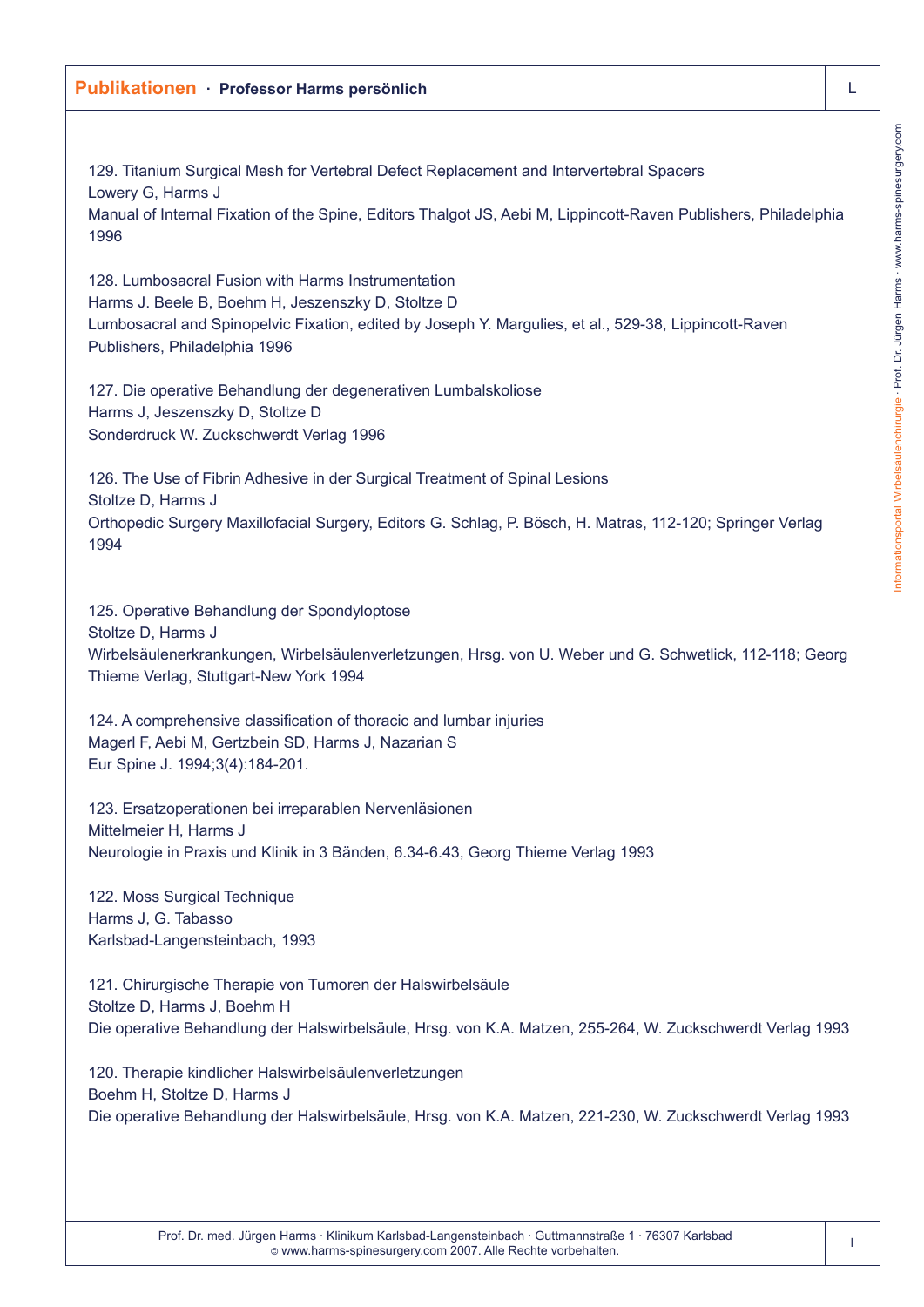129. Titanium Surgical Mesh for Vertebral Defect Replacement and Intervertebral Spacers
Lowery G, Harms J
Manual of Internal Fixation of the Spine, Editors Thalgot JS, Aebi M, Lippincott-Raven Publishers, Philadelphia 1996

128. Lumbosacral Fusion with Harms Instrumentation
Harms J. Beele B, Boehm H, Jeszenszky D, Stoltze D
Lumbosacral and Spinopelvic Fixation, edited by Joseph Y. Margulies, et al., 529-38, Lippincott-Raven Publishers, Philadelphia 1996

127. Die operative Behandlung der degenerativen Lumbalskoliose
Harms J, Jeszenszky D, Stoltze D
Sonderdruck W. Zuckschwerdt Verlag 1996

126. The Use of Fibrin Adhesive in der Surgical Treatment of Spinal Lesions
Stoltze D, Harms J
Orthopedic Surgery Maxillofacial Surgery, Editors G. Schlag, P. Bösch, H. Matras, 112-120; Springer Verlag 1994

125. Operative Behandlung der Spondyloptose
Stoltze D, Harms J
Wirbelsäulenerkrankungen, Wirbelsäulenverletzungen, Hrsg. von U. Weber und G. Schwetlick, 112-118; Georg Thieme Verlag, Stuttgart-New York 1994

124. A comprehensive classification of thoracic and lumbar injuries
Magerl F, Aebi M, Gertzbein SD, Harms J, Nazarian S
Eur Spine J. 1994;3(4):184-201.

123. Ersatzoperationen bei irreparablen Nervenläsionen
Mittelmeier H, Harms J
Neurologie in Praxis und Klinik in 3 Bänden, 6.34-6.43, Georg Thieme Verlag 1993

122. Moss Surgical Technique
Harms J, G. Tabasso
Karlsbad-Langensteinbach, 1993

121. Chirurgische Therapie von Tumoren der Halswirbelsäule
Stoltze D, Harms J, Boehm H
Die operative Behandlung der Halswirbelsäule, Hrsg. von K.A. Matzen, 255-264, W. Zuckschwerdt Verlag 1993

120. Therapie kindlicher Halswirbelsäulenverletzungen
Boehm H, Stoltze D, Harms J
Die operative Behandlung der Halswirbelsäule, Hrsg. von K.A. Matzen, 221-230, W. Zuckschwerdt Verlag 1993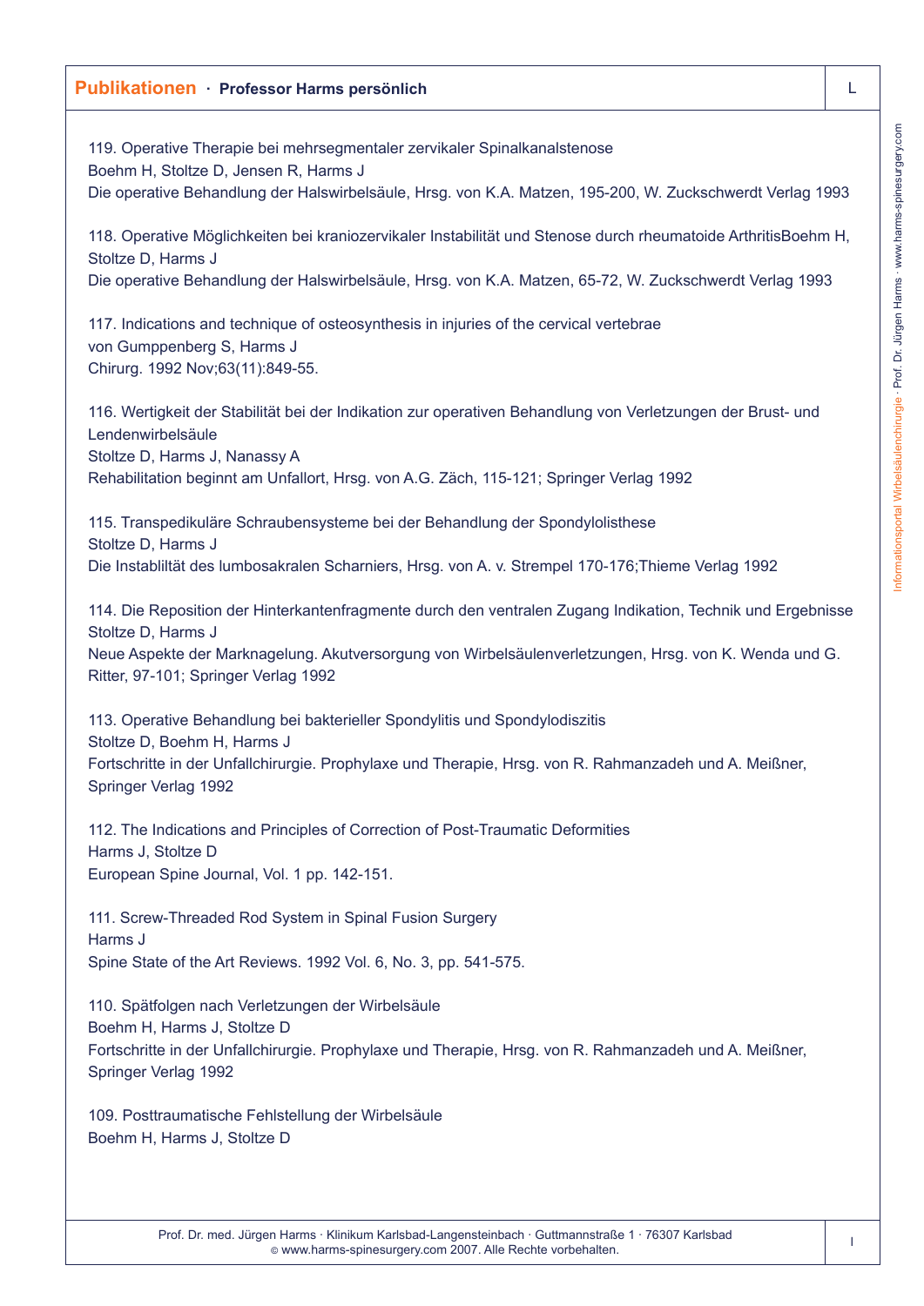119. Operative Therapie bei mehrsegmentaler zervikaler Spinalkanalstenose
Boehm H, Stoltze D, Jensen R, Harms J
Die operative Behandlung der Halswirbelsäule, Hrsg. von K.A. Matzen, 195-200, W. Zuckschwerdt Verlag 1993

118. Operative Möglichkeiten bei kraniozervikaler Instabilität und Stenose durch rheumatoide ArthritisBoehm H, Stoltze D, Harms J
Die operative Behandlung der Halswirbelsäule, Hrsg. von K.A. Matzen, 65-72, W. Zuckschwerdt Verlag 1993

117. Indications and technique of osteosynthesis in injuries of the cervical vertebrae
von Gumppenberg S, Harms J
Chirurg. 1992 Nov;63(11):849-55.

116. Wertigkeit der Stabilität bei der Indikation zur operativen Behandlung von Verletzungen der Brust- und Lendenwirbelsäule
Stoltze D, Harms J, Nanassy A
Rehabilitation beginnt am Unfallort, Hrsg. von A.G. Zäch, 115-121; Springer Verlag 1992

115. Transpedikuläre Schraubensysteme bei der Behandlung der Spondylolisthese
Stoltze D, Harms J
Die Instabliltät des lumbosakralen Scharniers, Hrsg. von A. v. Strempel 170-176;Thieme Verlag 1992

114. Die Reposition der Hinterkantenfragmente durch den ventralen Zugang Indikation, Technik und Ergebnisse
Stoltze D, Harms J
Neue Aspekte der Marknagelung. Akutversorgung von Wirbelsäulenverletzungen, Hrsg. von K. Wenda und G. Ritter, 97-101; Springer Verlag 1992

113. Operative Behandlung bei bakterieller Spondylitis und Spondylodiszitis
Stoltze D, Boehm H, Harms J
Fortschritte in der Unfallchirurgie. Prophylaxe und Therapie, Hrsg. von R. Rahmanzadeh und A. Meißner, Springer Verlag 1992

112. The Indications and Principles of Correction of Post-Traumatic Deformities
Harms J, Stoltze D
European Spine Journal, Vol. 1 pp. 142-151.

111. Screw-Threaded Rod System in Spinal Fusion Surgery
Harms J
Spine State of the Art Reviews. 1992 Vol. 6, No. 3, pp. 541-575.

110. Spätfolgen nach Verletzungen der Wirbelsäule
Boehm H, Harms J, Stoltze D
Fortschritte in der Unfallchirurgie. Prophylaxe und Therapie, Hrsg. von R. Rahmanzadeh und A. Meißner, Springer Verlag 1992

109. Posttraumatische Fehlstellung der Wirbelsäule
Boehm H, Harms J, Stoltze D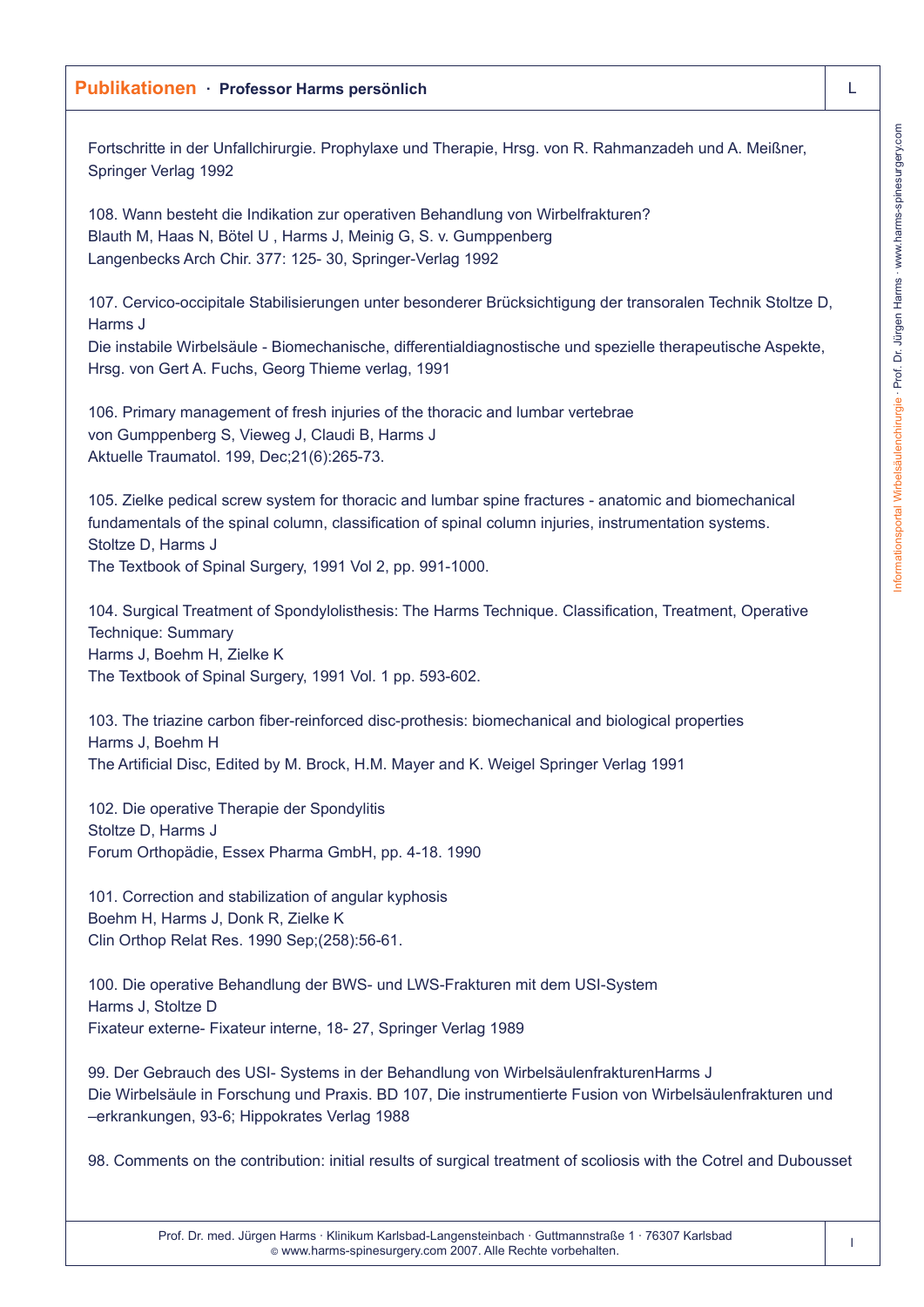Fortschritte in der Unfallchirurgie. Prophylaxe und Therapie, Hrsg. von R. Rahmanzadeh und A. Meißner, Springer Verlag 1992

108. Wann besteht die Indikation zur operativen Behandlung von Wirbelfrakturen?
Blauth M, Haas N, Bötel U , Harms J, Meinig G, S. v. Gumppenberg
Langenbecks Arch Chir. 377: 125- 30, Springer-Verlag 1992

107. Cervico-occipitale Stabilisierungen unter besonderer Brücksichtigung der transoralen Technik Stoltze D, Harms J
Die instabile Wirbelsäule - Biomechanische, differentialdiagnostische und spezielle therapeutische Aspekte, Hrsg. von Gert A. Fuchs, Georg Thieme verlag, 1991

106. Primary management of fresh injuries of the thoracic and lumbar vertebrae
von Gumppenberg S, Vieweg J, Claudi B, Harms J
Aktuelle Traumatol. 199, Dec;21(6):265-73.

105. Zielke pedical screw system for thoracic and lumbar spine fractures - anatomic and biomechanical fundamentals of the spinal column, classification of spinal column injuries, instrumentation systems.
Stoltze D, Harms J
The Textbook of Spinal Surgery, 1991 Vol 2, pp. 991-1000.

104. Surgical Treatment of Spondylolisthesis: The Harms Technique. Classification, Treatment, Operative Technique: Summary
Harms J, Boehm H, Zielke K
The Textbook of Spinal Surgery, 1991 Vol. 1 pp. 593-602.

103. The triazine carbon fiber-reinforced disc-prothesis: biomechanical and biological properties
Harms J, Boehm H
The Artificial Disc, Edited by M. Brock, H.M. Mayer and K. Weigel Springer Verlag 1991

102. Die operative Therapie der Spondylitis
Stoltze D, Harms J
Forum Orthopädie, Essex Pharma GmbH, pp. 4-18. 1990

101. Correction and stabilization of angular kyphosis
Boehm H, Harms J, Donk R, Zielke K
Clin Orthop Relat Res. 1990 Sep;(258):56-61.

100. Die operative Behandlung der BWS- und LWS-Frakturen mit dem USI-System
Harms J, Stoltze D
Fixateur externe- Fixateur interne, 18- 27, Springer Verlag 1989

99. Der Gebrauch des USI- Systems in der Behandlung von WirbelsäulenfrakturenHarms J
Die Wirbelsäule in Forschung und Praxis. BD 107, Die instrumentierte Fusion von Wirbelsäulenfrakturen und –erkrankungen, 93-6; Hippokrates Verlag 1988

98. Comments on the contribution: initial results of surgical treatment of scoliosis with the Cotrel and Dubousset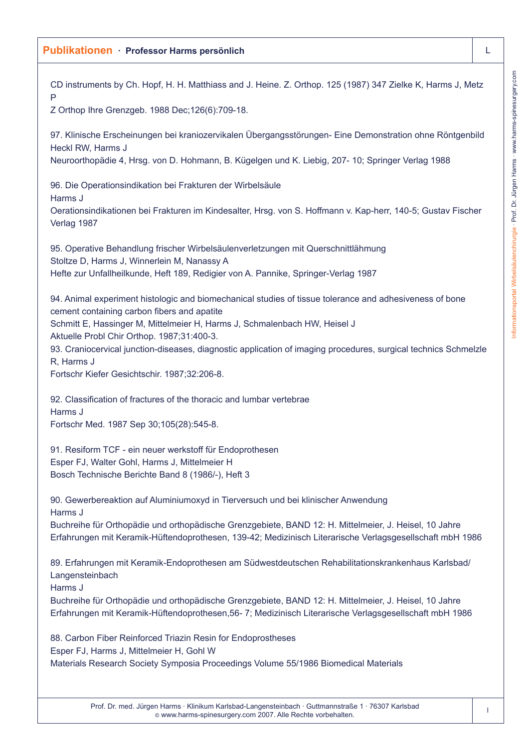CD instruments by Ch. Hopf, H. H. Matthiass and J. Heine. Z. Orthop. 125 (1987) 347 Zielke K, Harms J, Metz P
Z Orthop Ihre Grenzgeb. 1988 Dec;126(6):709-18.

97. Klinische Erscheinungen bei kraniozervikalen Übergangsstörungen- Eine Demonstration ohne Röntgenbild
Heckl RW, Harms J
Neuroorthopädie 4, Hrsg. von D. Hohmann, B. Kügelgen und K. Liebig, 207- 10; Springer Verlag 1988

96. Die Operationsindikation bei Frakturen der Wirbelsäule
Harms J
Oerationsindikationen bei Frakturen im Kindesalter, Hrsg. von S. Hoffmann v. Kap-herr, 140-5; Gustav Fischer Verlag 1987

95. Operative Behandlung frischer Wirbelsäulenverletzungen mit Querschnittlähmung
Stoltze D, Harms J, Winnerlein M, Nanassy A
Hefte zur Unfallheilkunde, Heft 189, Redigier von A. Pannike, Springer-Verlag 1987

94. Animal experiment histologic and biomechanical studies of tissue tolerance and adhesiveness of bone cement containing carbon fibers and apatite
Schmitt E, Hassinger M, Mittelmeier H, Harms J, Schmalenbach HW, Heisel J
Aktuelle Probl Chir Orthop. 1987;31:400-3.

93. Craniocervical junction-diseases, diagnostic application of imaging procedures, surgical technics Schmelzle R, Harms J
Fortschr Kiefer Gesichtschir. 1987;32:206-8.

92. Classification of fractures of the thoracic and lumbar vertebrae
Harms J
Fortschr Med. 1987 Sep 30;105(28):545-8.

91. Resiform TCF - ein neuer werkstoff für Endoprothesen
Esper FJ, Walter Gohl, Harms J, Mittelmeier H
Bosch Technische Berichte Band 8 (1986/-), Heft 3

90. Gewerbereaktion auf Aluminiumoxyd in Tierversuch und bei klinischer Anwendung
Harms J
Buchreihe für Orthopädie und orthopädische Grenzgebiete, BAND 12: H. Mittelmeier, J. Heisel, 10 Jahre Erfahrungen mit Keramik-Hüftendoprothesen, 139-42; Medizinisch Literarische Verlagsgesellschaft mbH 1986

89. Erfahrungen mit Keramik-Endoprothesen am Südwestdeutschen Rehabilitationskrankenhaus Karlsbad/ Langensteinbach
Harms J
Buchreihe für Orthopädie und orthopädische Grenzgebiete, BAND 12: H. Mittelmeier, J. Heisel, 10 Jahre Erfahrungen mit Keramik-Hüftendoprothesen,56- 7; Medizinisch Literarische Verlagsgesellschaft mbH 1986

88. Carbon Fiber Reinforced Triazin Resin for Endoprostheses
Esper FJ, Harms J, Mittelmeier H, Gohl W
Materials Research Society Symposia Proceedings Volume 55/1986 Biomedical Materials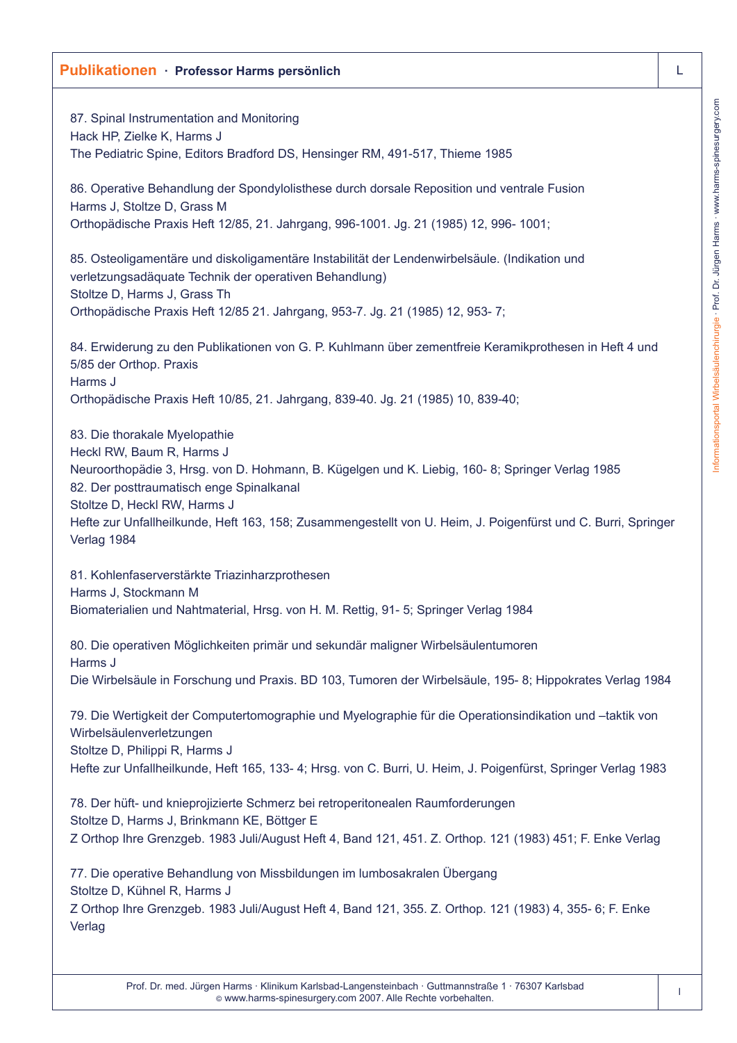87. Spinal Instrumentation and Monitoring
Hack HP, Zielke K, Harms J
The Pediatric Spine, Editors Bradford DS, Hensinger RM, 491-517, Thieme 1985

86. Operative Behandlung der Spondylolisthese durch dorsale Reposition und ventrale Fusion
Harms J, Stoltze D, Grass M
Orthopädische Praxis Heft 12/85, 21. Jahrgang, 996-1001. Jg. 21 (1985) 12, 996- 1001;

85. Osteoligamentäre und diskoligamentäre Instabilität der Lendenwirbelsäule. (Indikation und verletzungsadäquate Technik der operativen Behandlung)
Stoltze D, Harms J, Grass Th
Orthopädische Praxis Heft 12/85 21. Jahrgang, 953-7. Jg. 21 (1985) 12, 953- 7;

84. Erwiderung zu den Publikationen von G. P. Kuhlmann über zementfreie Keramikprothesen in Heft 4 und 5/85 der Orthop. Praxis
Harms J
Orthopädische Praxis Heft 10/85, 21. Jahrgang, 839-40. Jg. 21 (1985) 10, 839-40;

83. Die thorakale Myelopathie
Heckl RW, Baum R, Harms J
Neuroorthopädie 3, Hrsg. von D. Hohmann, B. Kügelgen und K. Liebig, 160- 8; Springer Verlag 1985

82. Der posttraumatisch enge Spinalkanal
Stoltze D, Heckl RW, Harms J
Hefte zur Unfallheilkunde, Heft 163, 158; Zusammengestellt von U. Heim, J. Poigenfürst und C. Burri, Springer Verlag 1984

81. Kohlenfaserverstärkte Triazinharzprothesen
Harms J, Stockmann M
Biomaterialien und Nahtmaterial, Hrsg. von H. M. Rettig, 91- 5; Springer Verlag 1984

80. Die operativen Möglichkeiten primär und sekundär maligner Wirbelsäulentumoren
Harms J
Die Wirbelsäule in Forschung und Praxis. BD 103, Tumoren der Wirbelsäule, 195- 8; Hippokrates Verlag 1984

79. Die Wertigkeit der Computertomographie und Myelographie für die Operationsindikation und –taktik von Wirbelsäulenverletzungen
Stoltze D, Philippi R, Harms J
Hefte zur Unfallheilkunde, Heft 165, 133- 4; Hrsg. von C. Burri, U. Heim, J. Poigenfürst, Springer Verlag 1983

78. Der hüft- und knieprojizierte Schmerz bei retroperitonealen Raumforderungen
Stoltze D, Harms J, Brinkmann KE, Böttger E
Z Orthop Ihre Grenzgeb. 1983 Juli/August Heft 4, Band 121, 451. Z. Orthop. 121 (1983) 451; F. Enke Verlag

77. Die operative Behandlung von Missbildungen im lumbosakralen Übergang
Stoltze D, Kühnel R, Harms J
Z Orthop Ihre Grenzgeb. 1983 Juli/August Heft 4, Band 121, 355. Z. Orthop. 121 (1983) 4, 355- 6; F. Enke Verlag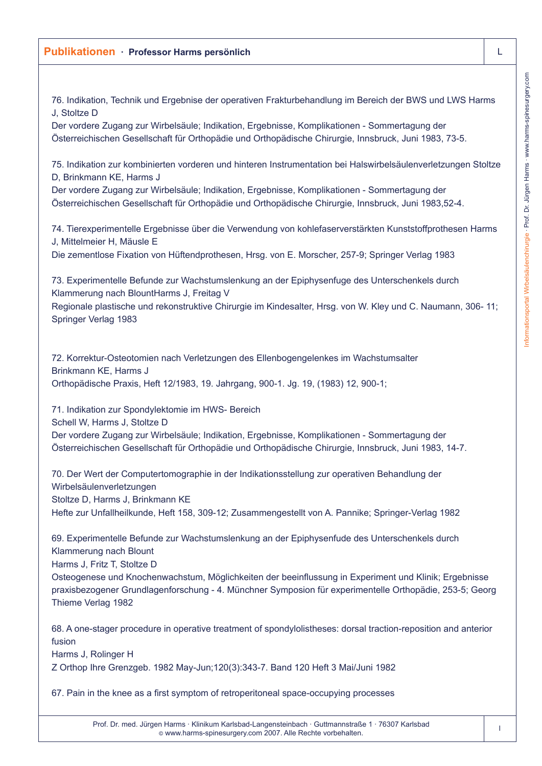76. Indikation, Technik und Ergebnise der operativen Frakturbehandlung im Bereich der BWS und LWS Harms J, Stoltze D
Der vordere Zugang zur Wirbelsäule; Indikation, Ergebnisse, Komplikationen - Sommertagung der Österreichischen Gesellschaft für Orthopädie und Orthopädische Chirurgie, Innsbruck, Juni 1983, 73-5.

75. Indikation zur kombinierten vorderen und hinteren Instrumentation bei Halswirbelsäulenverletzungen Stoltze D, Brinkmann KE, Harms J
Der vordere Zugang zur Wirbelsäule; Indikation, Ergebnisse, Komplikationen - Sommertagung der Österreichischen Gesellschaft für Orthopädie und Orthopädische Chirurgie, Innsbruck, Juni 1983,52-4.

74. Tierexperimentelle Ergebnisse über die Verwendung von kohlefaserverstärkten Kunststoffprothesen Harms J, Mittelmeier H, Mäusle E
Die zementlose Fixation von Hüftendprothesen, Hrsg. von E. Morscher, 257-9; Springer Verlag 1983

73. Experimentelle Befunde zur Wachstumslenkung an der Epiphysenfuge des Unterschenkels durch Klammerung nach BlountHarms J, Freitag V
Regionale plastische und rekonstruktive Chirurgie im Kindesalter, Hrsg. von W. Kley und C. Naumann, 306- 11; Springer Verlag 1983

72. Korrektur-Osteotomien nach Verletzungen des Ellenbogengelenkes im Wachstumsalter
Brinkmann KE, Harms J
Orthopädische Praxis, Heft 12/1983, 19. Jahrgang, 900-1. Jg. 19, (1983) 12, 900-1;

71. Indikation zur Spondylektomie im HWS- Bereich
Schell W, Harms J, Stoltze D
Der vordere Zugang zur Wirbelsäule; Indikation, Ergebnisse, Komplikationen - Sommertagung der Österreichischen Gesellschaft für Orthopädie und Orthopädische Chirurgie, Innsbruck, Juni 1983, 14-7.

70. Der Wert der Computertomographie in der Indikationsstellung zur operativen Behandlung der Wirbelsäulenverletzungen
Stoltze D, Harms J, Brinkmann KE
Hefte zur Unfallheilkunde, Heft 158, 309-12; Zusammengestellt von A. Pannike; Springer-Verlag 1982

69. Experimentelle Befunde zur Wachstumslenkung an der Epiphysenfude des Unterschenkels durch Klammerung nach Blount
Harms J, Fritz T, Stoltze D
Osteogenese und Knochenwachstum, Möglichkeiten der beeinflussung in Experiment und Klinik; Ergebnisse praxisbezogener Grundlagenforschung - 4. Münchner Symposion für experimentelle Orthopädie, 253-5; Georg Thieme Verlag 1982

68. A one-stager procedure in operative treatment of spondylolistheses: dorsal traction-reposition and anterior fusion
Harms J, Rolinger H
Z Orthop Ihre Grenzgeb. 1982 May-Jun;120(3):343-7. Band 120 Heft 3 Mai/Juni 1982

67. Pain in the knee as a first symptom of retroperitoneal space-occupying processes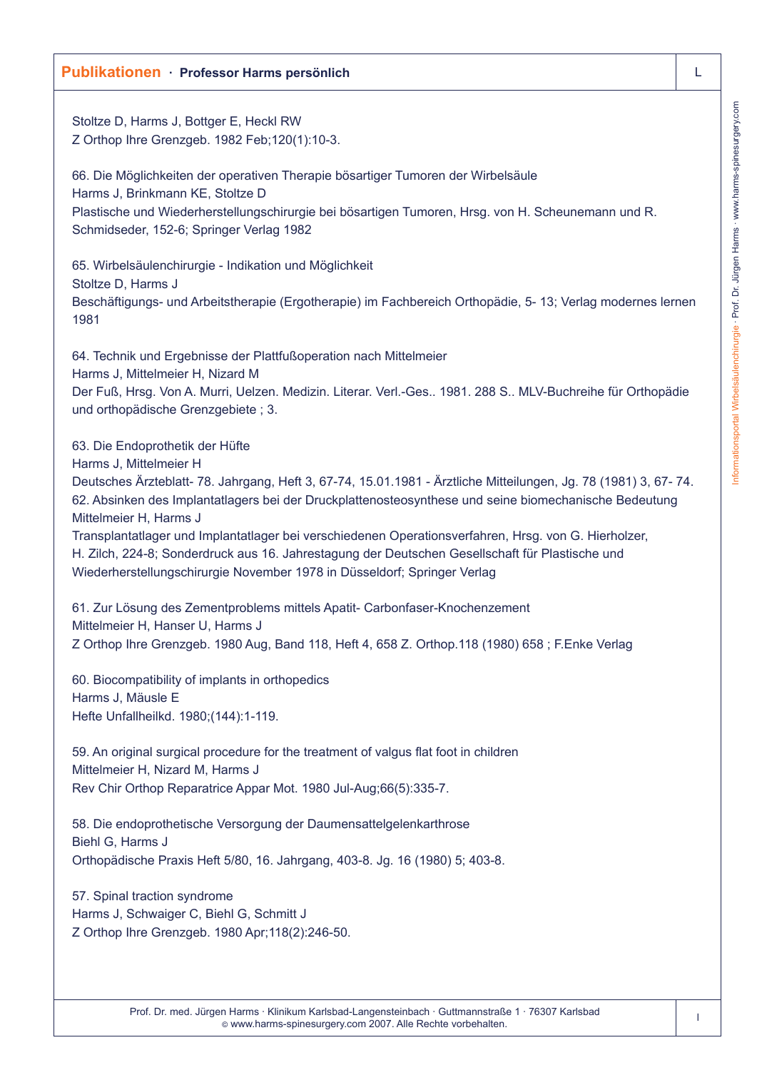Stoltze D, Harms J, Bottger E, Heckl RW
Z Orthop Ihre Grenzgeb. 1982 Feb;120(1):10-3.

66. Die Möglichkeiten der operativen Therapie bösartiger Tumoren der Wirbelsäule
Harms J, Brinkmann KE, Stoltze D
Plastische und Wiederherstellungschirurgie bei bösartigen Tumoren, Hrsg. von H. Scheunemann und R. Schmidseder, 152-6; Springer Verlag 1982

65. Wirbelsäulenchirurgie - Indikation und Möglichkeit
Stoltze D, Harms J
Beschäftigungs- und Arbeitstherapie (Ergotherapie) im Fachbereich Orthopädie, 5- 13; Verlag modernes lernen 1981

64. Technik und Ergebnisse der Plattfußoperation nach Mittelmeier
Harms J, Mittelmeier H, Nizard M
Der Fuß, Hrsg. Von A. Murri, Uelzen. Medizin. Literar. Verl.-Ges.. 1981. 288 S.. MLV-Buchreihe für Orthopädie und orthopädische Grenzgebiete ; 3.

63. Die Endoprothetik der Hüfte
Harms J, Mittelmeier H
Deutsches Ärzteblatt- 78. Jahrgang, Heft 3, 67-74, 15.01.1981 - Ärztliche Mitteilungen, Jg. 78 (1981) 3, 67- 74.
62. Absinken des Implantatlagers bei der Druckplattenosteosynthese und seine biomechanische Bedeutung
Mittelmeier H, Harms J
Transplantatlager und Implantatlager bei verschiedenen Operationsverfahren, Hrsg. von G. Hierholzer, H. Zilch, 224-8; Sonderdruck aus 16. Jahrestagung der Deutschen Gesellschaft für Plastische und Wiederherstellungschirurgie November 1978 in Düsseldorf; Springer Verlag

61. Zur Lösung des Zementproblems mittels Apatit- Carbonfaser-Knochenzement
Mittelmeier H, Hanser U, Harms J
Z Orthop Ihre Grenzgeb. 1980 Aug, Band 118, Heft 4, 658 Z. Orthop.118 (1980) 658 ; F.Enke Verlag

60. Biocompatibility of implants in orthopedics
Harms J, Mäusle E
Hefte Unfallheilkd. 1980;(144):1-119.

59. An original surgical procedure for the treatment of valgus flat foot in children
Mittelmeier H, Nizard M, Harms J
Rev Chir Orthop Reparatrice Appar Mot. 1980 Jul-Aug;66(5):335-7.

58. Die endoprothetische Versorgung der Daumensattelgelenkarthrose
Biehl G, Harms J
Orthopädische Praxis Heft 5/80, 16. Jahrgang, 403-8. Jg. 16 (1980) 5; 403-8.

57. Spinal traction syndrome
Harms J, Schwaiger C, Biehl G, Schmitt J
Z Orthop Ihre Grenzgeb. 1980 Apr;118(2):246-50.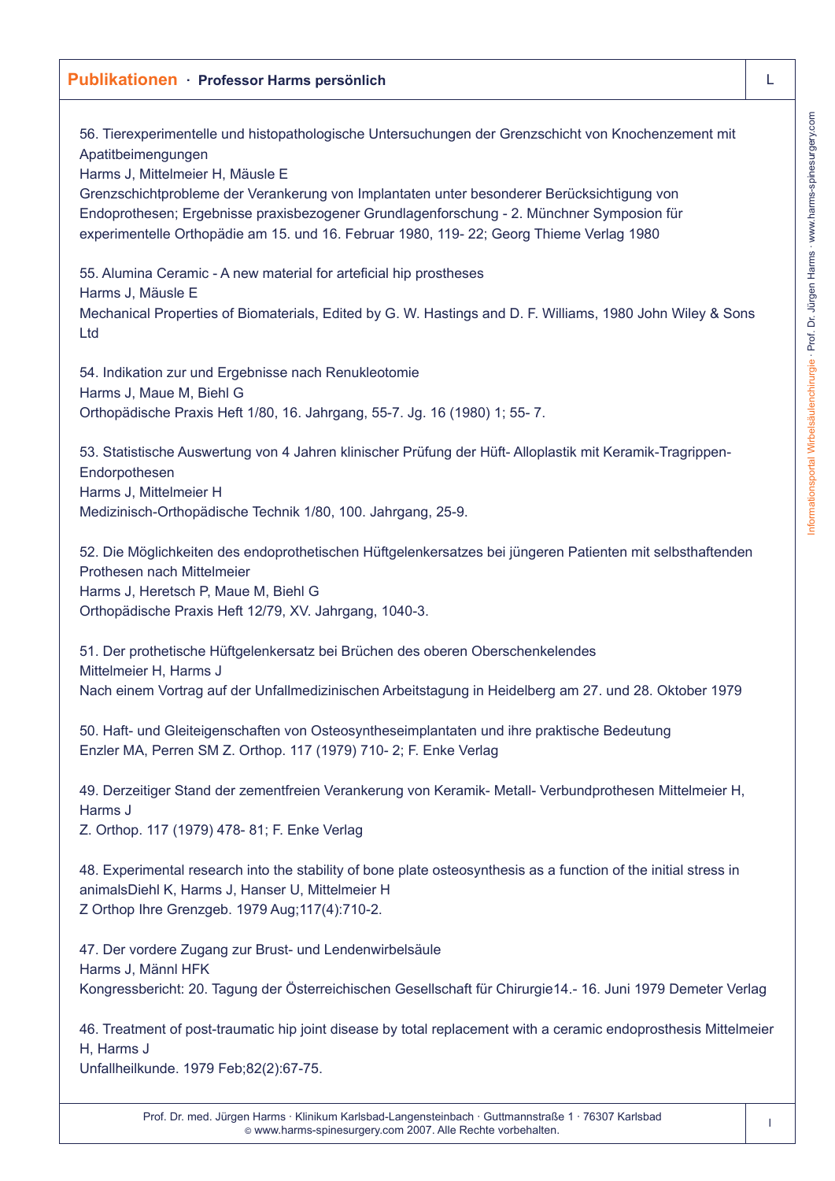56. Tierexperimentelle und histopathologische Untersuchungen der Grenzschicht von Knochenzement mit Apatitbeimengungen
Harms J, Mittelmeier H, Mäusle E
Grenzschichtprobleme der Verankerung von Implantaten unter besonderer Berücksichtigung von Endoprothesen; Ergebnisse praxisbezogener Grundlagenforschung - 2. Münchner Symposion für experimentelle Orthopädie am 15. und 16. Februar 1980, 119- 22; Georg Thieme Verlag 1980

55. Alumina Ceramic - A new material for arteficial hip prostheses
Harms J, Mäusle E
Mechanical Properties of Biomaterials, Edited by G. W. Hastings and D. F. Williams, 1980 John Wiley & Sons Ltd

54. Indikation zur und Ergebnisse nach Renukleotomie
Harms J, Maue M, Biehl G
Orthopädische Praxis Heft 1/80, 16. Jahrgang, 55-7. Jg. 16 (1980) 1; 55- 7.

53. Statistische Auswertung von 4 Jahren klinischer Prüfung der Hüft- Alloplastik mit Keramik-Tragrippen-Endorpothesen
Harms J, Mittelmeier H
Medizinisch-Orthopädische Technik 1/80, 100. Jahrgang, 25-9.

52. Die Möglichkeiten des endoprothetischen Hüftgelenkersatzes bei jüngeren Patienten mit selbsthaftenden Prothesen nach Mittelmeier
Harms J, Heretsch P, Maue M, Biehl G
Orthopädische Praxis Heft 12/79, XV. Jahrgang, 1040-3.

51. Der prothetische Hüftgelenkersatz bei Brüchen des oberen Oberschenkelendes
Mittelmeier H, Harms J
Nach einem Vortrag auf der Unfallmedizinischen Arbeitstagung in Heidelberg am 27. und 28. Oktober 1979

50. Haft- und Gleiteigenschaften von Osteosyntheseimplantaten und ihre praktische Bedeutung
Enzler MA, Perren SM Z. Orthop. 117 (1979) 710- 2; F. Enke Verlag

49. Derzeitiger Stand der zementfreien Verankerung von Keramik- Metall- Verbundprothesen Mittelmeier H, Harms J
Z. Orthop. 117 (1979) 478- 81; F. Enke Verlag

48. Experimental research into the stability of bone plate osteosynthesis as a function of the initial stress in animalsDiehl K, Harms J, Hanser U, Mittelmeier H
Z Orthop Ihre Grenzgeb. 1979 Aug;117(4):710-2.

47. Der vordere Zugang zur Brust- und Lendenwirbelsäule
Harms J, Männl HFK
Kongressbericht: 20. Tagung der Österreichischen Gesellschaft für Chirurgie14.- 16. Juni 1979 Demeter Verlag

46. Treatment of post-traumatic hip joint disease by total replacement with a ceramic endoprosthesis Mittelmeier H, Harms J
Unfallheilkunde. 1979 Feb;82(2):67-75.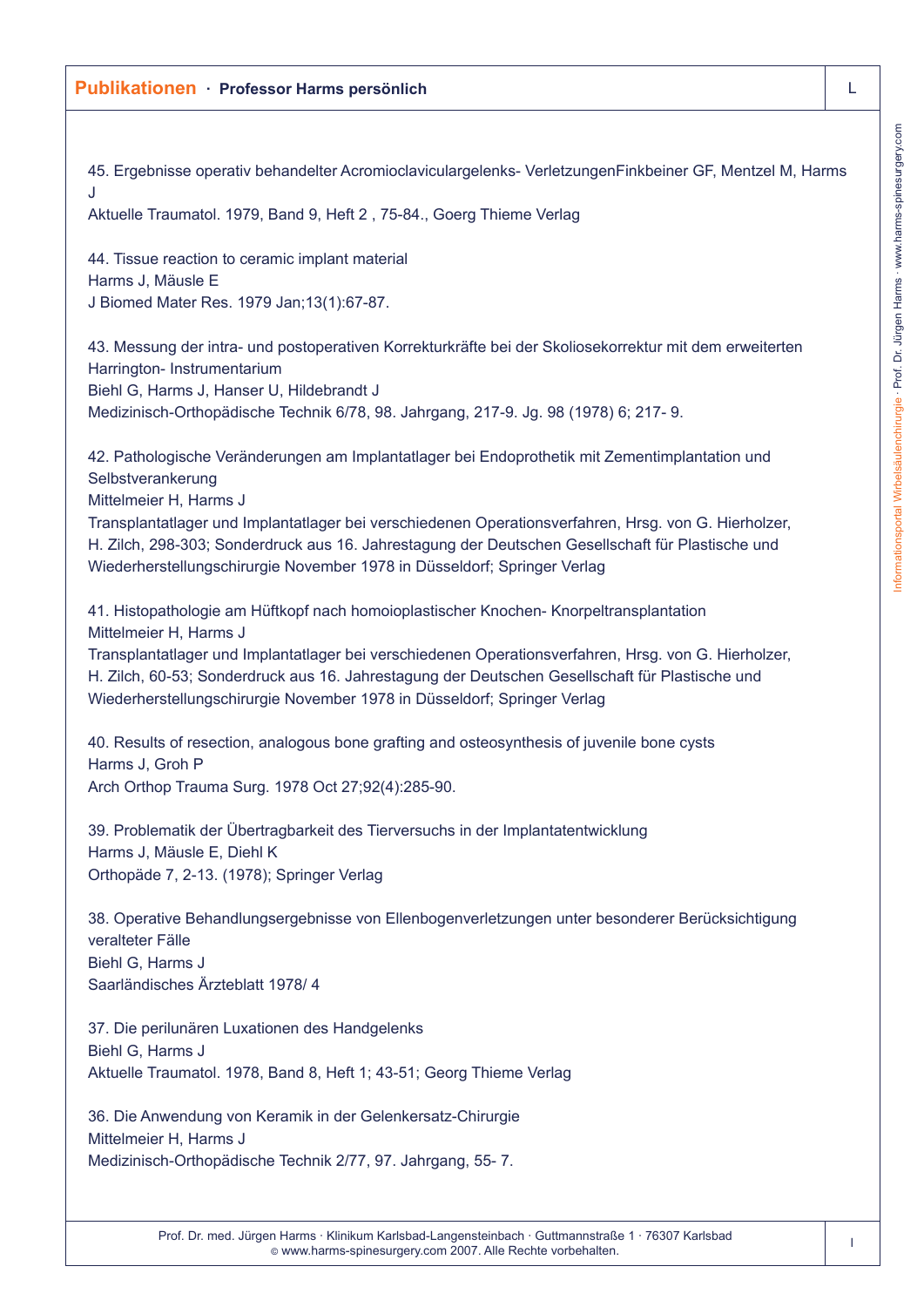45. Ergebnisse operativ behandelter Acromioclaviculargelenks- VerletzungenFinkbeiner GF, Mentzel M, Harms J
Aktuelle Traumatol. 1979, Band 9, Heft 2 , 75-84., Goerg Thieme Verlag

44. Tissue reaction to ceramic implant material
Harms J, Mäusle E
J Biomed Mater Res. 1979 Jan;13(1):67-87.

43. Messung der intra- und postoperativen Korrekturkräfte bei der Skoliosekorrektur mit dem erweiterten Harrington- Instrumentarium
Biehl G, Harms J, Hanser U, Hildebrandt J
Medizinisch-Orthopädische Technik 6/78, 98. Jahrgang, 217-9. Jg. 98 (1978) 6; 217- 9.

42. Pathologische Veränderungen am Implantatlager bei Endoprothetik mit Zementimplantation und Selbstverankerung
Mittelmeier H, Harms J
Transplantatlager und Implantatlager bei verschiedenen Operationsverfahren, Hrsg. von G. Hierholzer, H. Zilch, 298-303; Sonderdruck aus 16. Jahrestagung der Deutschen Gesellschaft für Plastische und Wiederherstellungschirurgie November 1978 in Düsseldorf; Springer Verlag

41. Histopathologie am Hüftkopf nach homoioplastischer Knochen- Knorpeltransplantation
Mittelmeier H, Harms J
Transplantatlager und Implantatlager bei verschiedenen Operationsverfahren, Hrsg. von G. Hierholzer, H. Zilch, 60-53; Sonderdruck aus 16. Jahrestagung der Deutschen Gesellschaft für Plastische und Wiederherstellungschirurgie November 1978 in Düsseldorf; Springer Verlag

40. Results of resection, analogous bone grafting and osteosynthesis of juvenile bone cysts
Harms J, Groh P
Arch Orthop Trauma Surg. 1978 Oct 27;92(4):285-90.

39. Problematik der Übertragbarkeit des Tierversuchs in der Implantatentwicklung
Harms J, Mäusle E, Diehl K
Orthopäde 7, 2-13. (1978); Springer Verlag

38. Operative Behandlungsergebnisse von Ellenbogenverletzungen unter besonderer Berücksichtigung veralteter Fälle
Biehl G, Harms J
Saarländisches Ärzteblatt 1978/ 4

37. Die perilunären Luxationen des Handgelenks
Biehl G, Harms J
Aktuelle Traumatol. 1978, Band 8, Heft 1; 43-51; Georg Thieme Verlag

36. Die Anwendung von Keramik in der Gelenkersatz-Chirurgie
Mittelmeier H, Harms J
Medizinisch-Orthopädische Technik 2/77, 97. Jahrgang, 55- 7.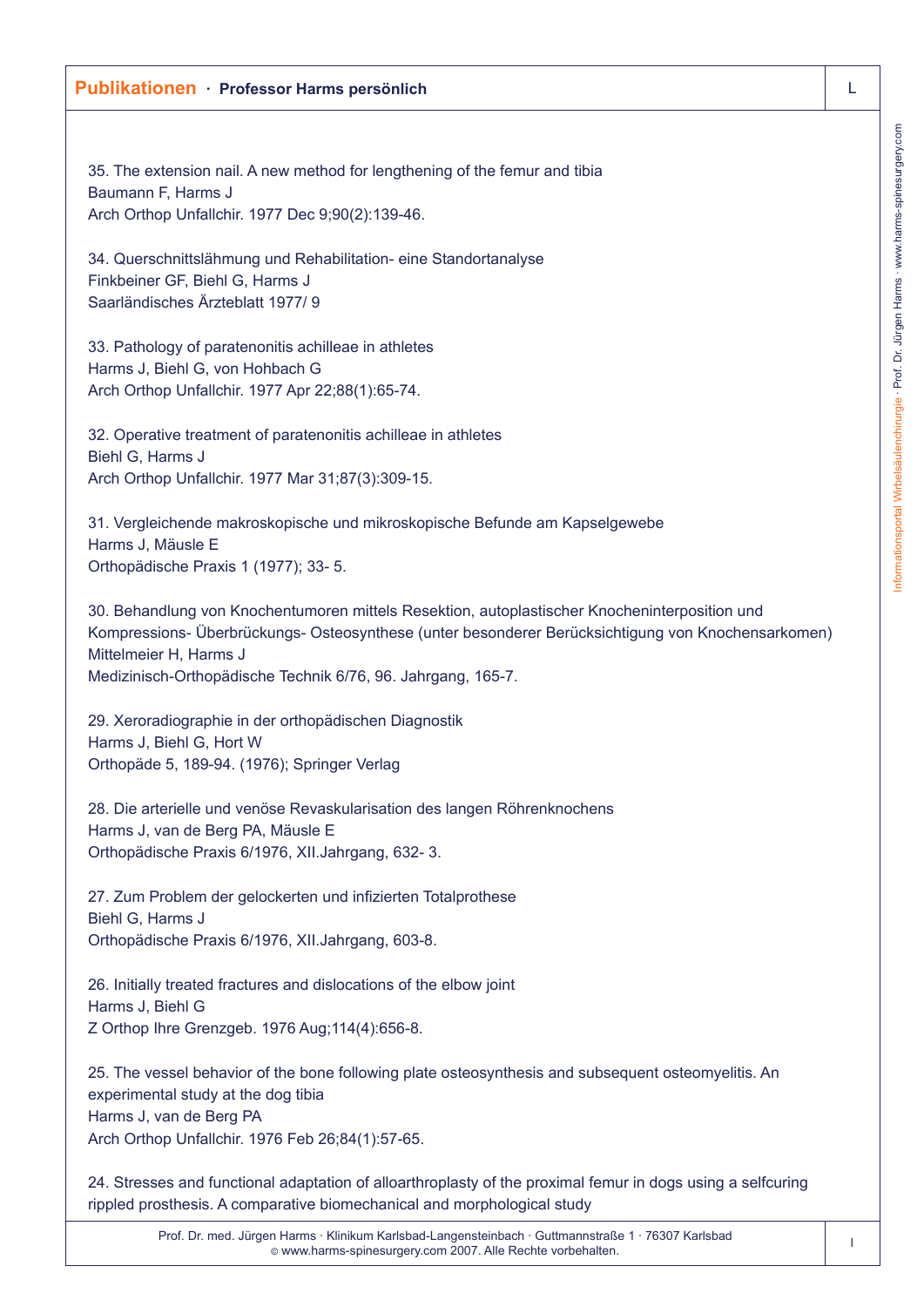35. The extension nail. A new method for lengthening of the femur and tibia
Baumann F, Harms J
Arch Orthop Unfallchir. 1977 Dec 9;90(2):139-46.

34. Querschnittslähmung und Rehabilitation- eine Standortanalyse
Finkbeiner GF, Biehl G, Harms J
Saarländisches Ärzteblatt 1977/ 9

33. Pathology of paratenonitis achilleae in athletes
Harms J, Biehl G, von Hohbach G
Arch Orthop Unfallchir. 1977 Apr 22;88(1):65-74.

32. Operative treatment of paratenonitis achilleae in athletes
Biehl G, Harms J
Arch Orthop Unfallchir. 1977 Mar 31;87(3):309-15.

31. Vergleichende makroskopische und mikroskopische Befunde am Kapselgewebe
Harms J, Mäusle E
Orthopädische Praxis 1 (1977); 33- 5.

30. Behandlung von Knochentumoren mittels Resektion, autoplastischer Knocheninterposition und Kompressions- Überbrückungs- Osteosynthese (unter besonderer Berücksichtigung von Knochensarkomen)
Mittelmeier H, Harms J
Medizinisch-Orthopädische Technik 6/76, 96. Jahrgang, 165-7.

29. Xeroradiographie in der orthopädischen Diagnostik
Harms J, Biehl G, Hort W
Orthopäde 5, 189-94. (1976); Springer Verlag

28. Die arterielle und venöse Revaskularisation des langen Röhrenknochens
Harms J, van de Berg PA, Mäusle E
Orthopädische Praxis 6/1976, XII.Jahrgang, 632- 3.

27. Zum Problem der gelockerten und infizierten Totalprothese
Biehl G, Harms J
Orthopädische Praxis 6/1976, XII.Jahrgang, 603-8.

26. Initially treated fractures and dislocations of the elbow joint
Harms J, Biehl G
Z Orthop Ihre Grenzgeb. 1976 Aug;114(4):656-8.

25. The vessel behavior of the bone following plate osteosynthesis and subsequent osteomyelitis. An experimental study at the dog tibia
Harms J, van de Berg PA
Arch Orthop Unfallchir. 1976 Feb 26;84(1):57-65.

24. Stresses and functional adaptation of alloarthroplasty of the proximal femur in dogs using a selfcuring rippled prosthesis. A comparative biomechanical and morphological study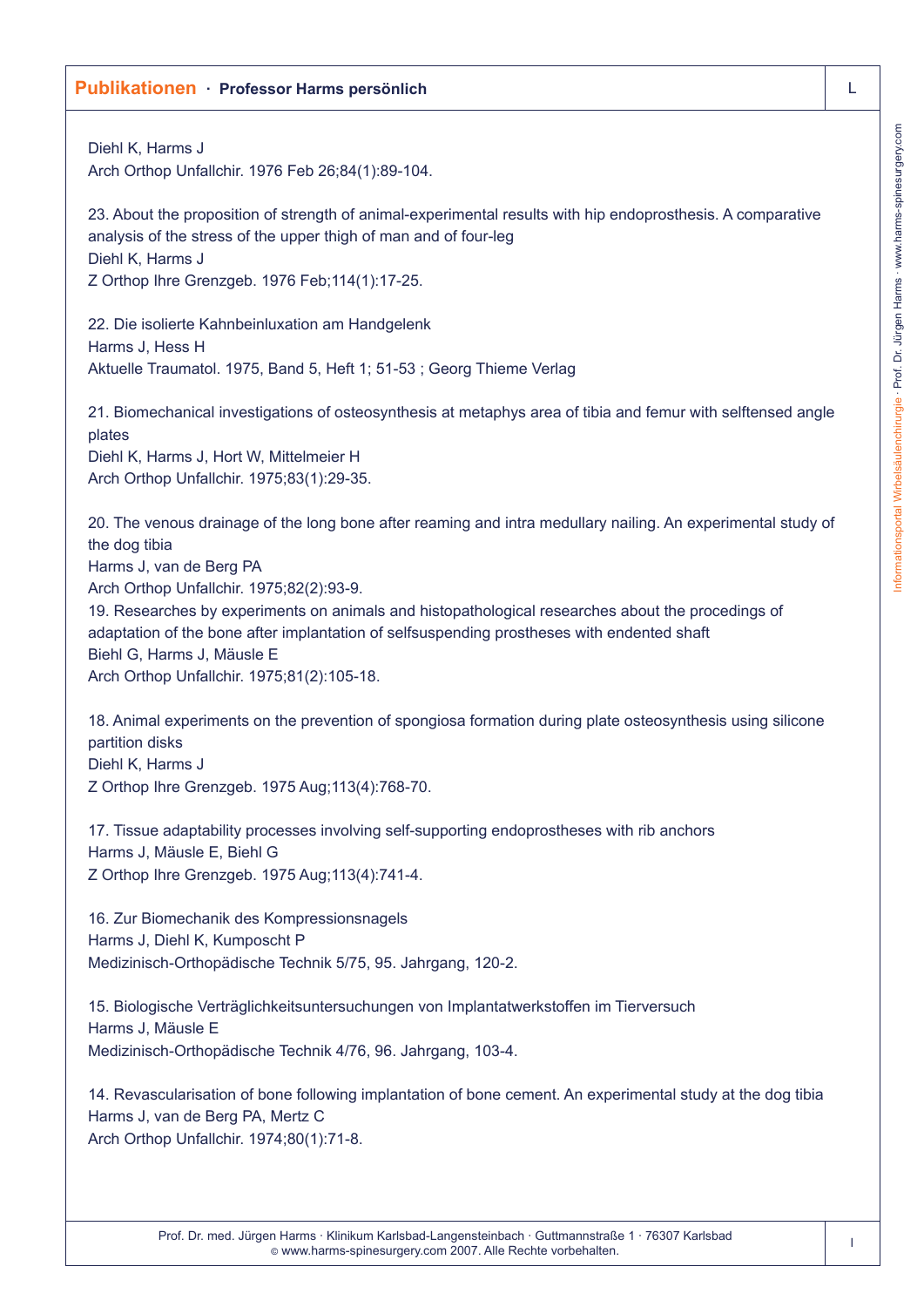Diehl K, Harms J
Arch Orthop Unfallchir. 1976 Feb 26;84(1):89-104.

23. About the proposition of strength of animal-experimental results with hip endoprosthesis. A comparative analysis of the stress of the upper thigh of man and of four-leg
Diehl K, Harms J
Z Orthop Ihre Grenzgeb. 1976 Feb;114(1):17-25.

22. Die isolierte Kahnbeinluxation am Handgelenk
Harms J, Hess H
Aktuelle Traumatol. 1975, Band 5, Heft 1; 51-53 ; Georg Thieme Verlag

21. Biomechanical investigations of osteosynthesis at metaphys area of tibia and femur with selftensed angle plates
Diehl K, Harms J, Hort W, Mittelmeier H
Arch Orthop Unfallchir. 1975;83(1):29-35.

20. The venous drainage of the long bone after reaming and intra medullary nailing. An experimental study of the dog tibia
Harms J, van de Berg PA
Arch Orthop Unfallchir. 1975;82(2):93-9.

19. Researches by experiments on animals and histopathological researches about the procedings of adaptation of the bone after implantation of selfsuspending prostheses with endented shaft
Biehl G, Harms J, Mäusle E
Arch Orthop Unfallchir. 1975;81(2):105-18.

18. Animal experiments on the prevention of spongiosa formation during plate osteosynthesis using silicone partition disks
Diehl K, Harms J
Z Orthop Ihre Grenzgeb. 1975 Aug;113(4):768-70.

17. Tissue adaptability processes involving self-supporting endoprostheses with rib anchors
Harms J, Mäusle E, Biehl G
Z Orthop Ihre Grenzgeb. 1975 Aug;113(4):741-4.

16. Zur Biomechanik des Kompressionsnagels
Harms J, Diehl K, Kumposcht P
Medizinisch-Orthopädische Technik 5/75, 95. Jahrgang, 120-2.

15. Biologische Verträglichkeitsuntersuchungen von Implantatwerkstoffen im Tierversuch
Harms J, Mäusle E
Medizinisch-Orthopädische Technik 4/76, 96. Jahrgang, 103-4.

14. Revascularisation of bone following implantation of bone cement. An experimental study at the dog tibia
Harms J, van de Berg PA, Mertz C
Arch Orthop Unfallchir. 1974;80(1):71-8.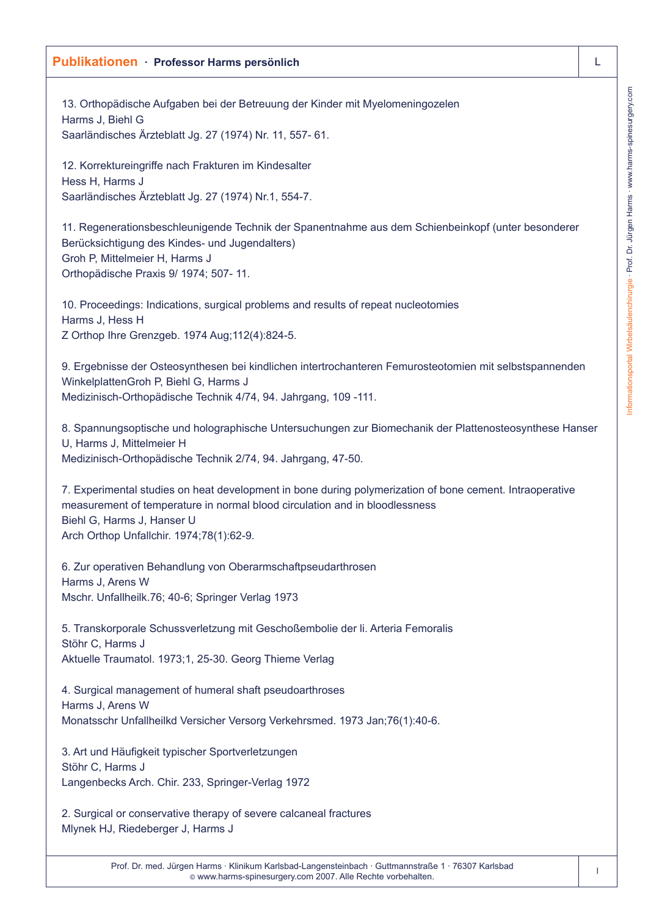13. Orthopädische Aufgaben bei der Betreuung der Kinder mit Myelomeningozelen
Harms J, Biehl G
Saarländisches Ärzteblatt Jg. 27 (1974) Nr. 11, 557- 61.

12. Korrektureingriffe nach Frakturen im Kindesalter
Hess H, Harms J
Saarländisches Ärzteblatt Jg. 27 (1974) Nr.1, 554-7.

11. Regenerationsbeschleunigende Technik der Spanentnahme aus dem Schienbeinkopf (unter besonderer Berücksichtigung des Kindes- und Jugendalters)
Groh P, Mittelmeier H, Harms J
Orthopädische Praxis 9/ 1974; 507- 11.

10. Proceedings: Indications, surgical problems and results of repeat nucleotomies
Harms J, Hess H
Z Orthop Ihre Grenzgeb. 1974 Aug;112(4):824-5.

9. Ergebnisse der Osteosynthesen bei kindlichen intertrochanteren Femurosteotomien mit selbstspannenden WinkelplattenGroh P, Biehl G, Harms J
Medizinisch-Orthopädische Technik 4/74, 94. Jahrgang, 109 -111.

8. Spannungsoptische und holographische Untersuchungen zur Biomechanik der Plattenosteosynthese Hanser U, Harms J, Mittelmeier H
Medizinisch-Orthopädische Technik 2/74, 94. Jahrgang, 47-50.

7. Experimental studies on heat development in bone during polymerization of bone cement. Intraoperative measurement of temperature in normal blood circulation and in bloodlessness
Biehl G, Harms J, Hanser U
Arch Orthop Unfallchir. 1974;78(1):62-9.

6. Zur operativen Behandlung von Oberarmschaftpseudarthrosen
Harms J, Arens W
Mschr. Unfallheilk.76; 40-6; Springer Verlag 1973

5. Transkorporale Schussverletzung mit Geschoßembolie der li. Arteria Femoralis
Stöhr C, Harms J
Aktuelle Traumatol. 1973;1, 25-30. Georg Thieme Verlag

4. Surgical management of humeral shaft pseudoarthroses
Harms J, Arens W
Monatsschr Unfallheilkd Versicher Versorg Verkehrsmed. 1973 Jan;76(1):40-6.

3. Art und Häufigkeit typischer Sportverletzungen
Stöhr C, Harms J
Langenbecks Arch. Chir. 233, Springer-Verlag 1972

2. Surgical or conservative therapy of severe calcaneal fractures
Mlynek HJ, Riedeberger J, Harms J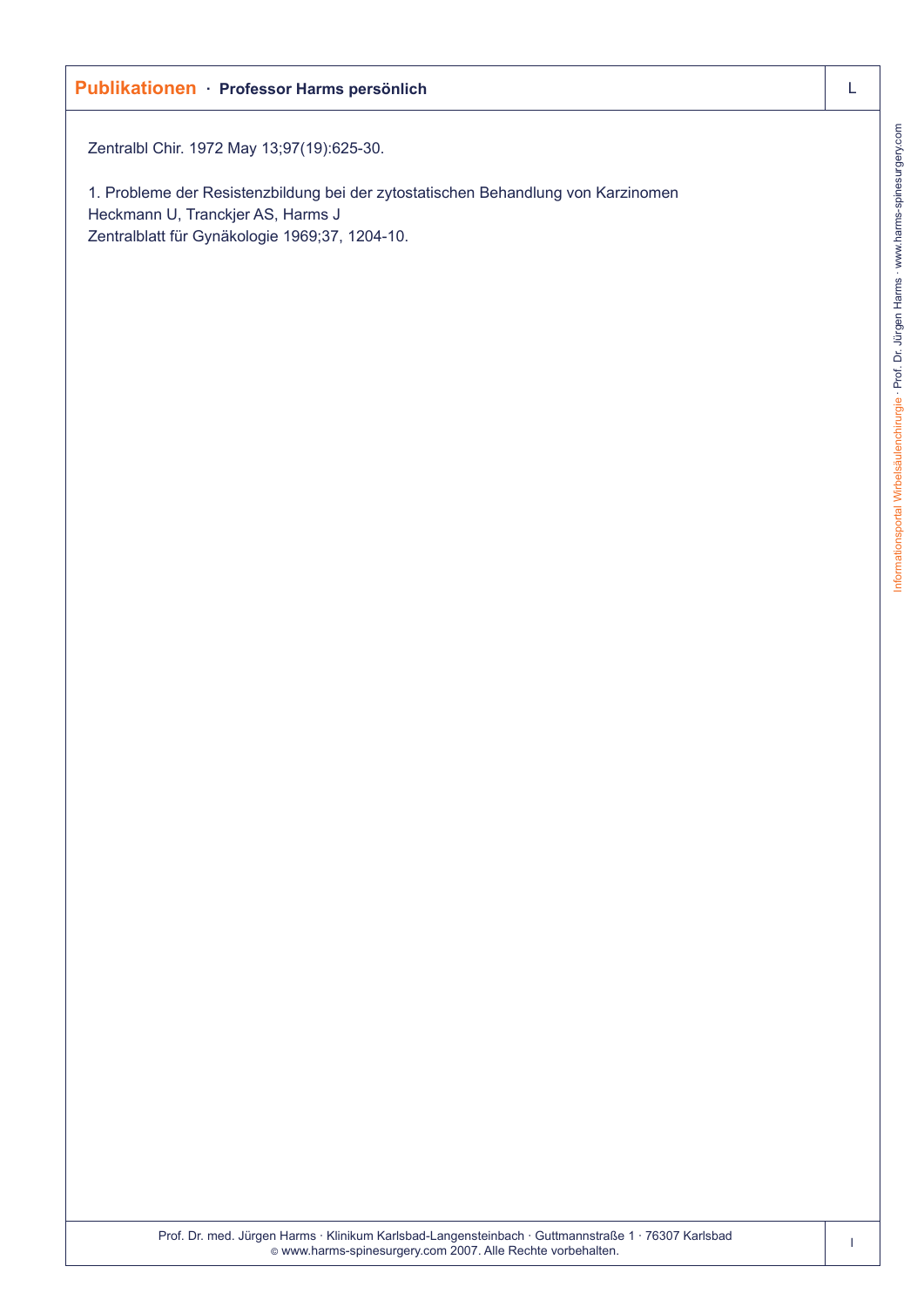Zentralbl Chir. 1972 May 13;97(19):625-30.

1. Probleme der Resistenzbildung bei der zytostatischen Behandlung von Karzinomen
Heckmann U, Tranckjer AS, Harms J
Zentralblatt für Gynäkologie 1969;37, 1204-10.